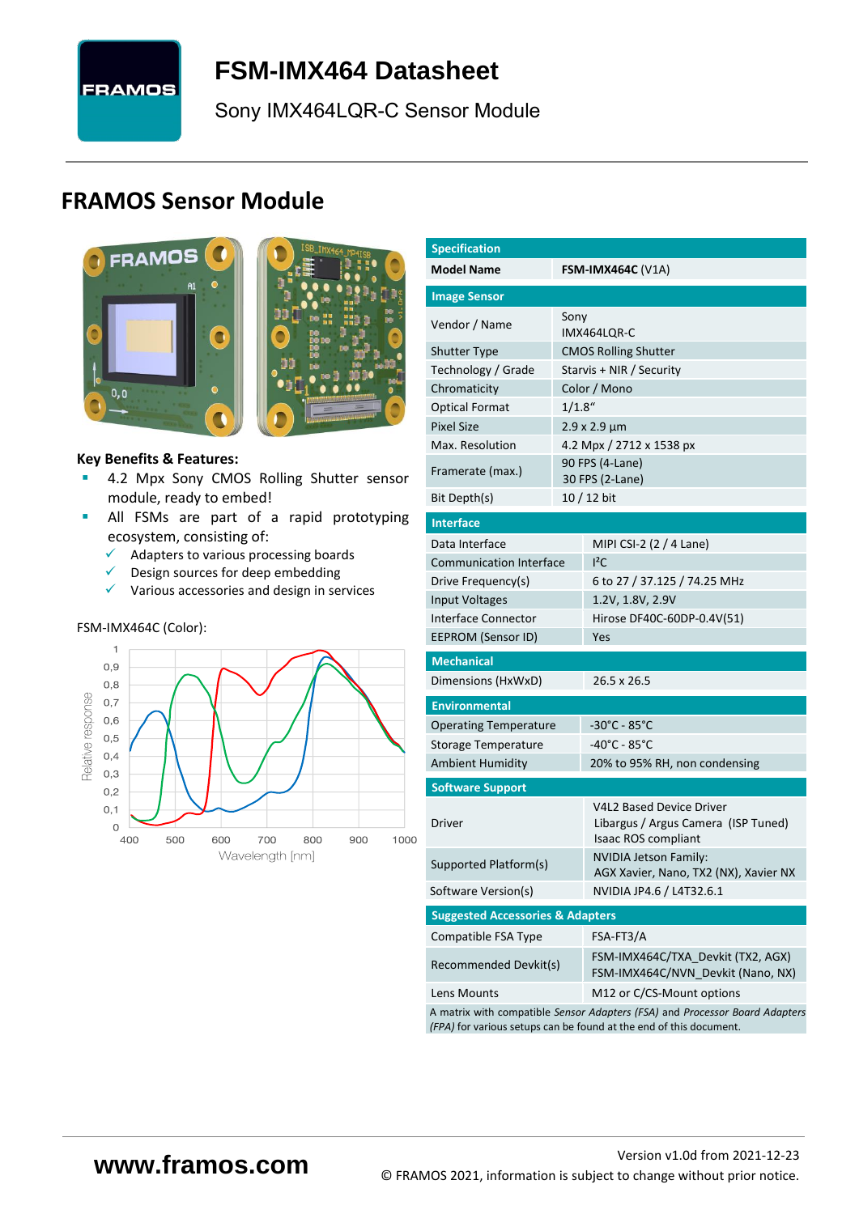# FSM-IMX464 Datasheet

Sony IMX464LQR-C Sensor Module

## FRAMOS Sensor Module

**Key Benefits & Features:**

- 4.2 Mpx Sony CMOS Rolling Shutter sensor module, ready to embed!
- All FSMs are part of a rapid prototyping ecosystem, consisting of:
  - ✓ Adapters to various processing boards
  - ✓ Design sources for deep embedding
  - ✓ Various accessories and design in services

FSM-IMX464C (Color):

| Specification | |
|---|---|
| **Model Name** | **FSM-IMX464C** (V1A) |
| **Image Sensor** | |
| Vendor / Name | Sony IMX464LQR-C |
| Shutter Type | CMOS Rolling Shutter |
| Technology / Grade | Starvis + NIR / Security |
| Chromaticity | Color / Mono |
| Optical Format | 1/1.8" |
| Pixel Size | 2.9 x 2.9 µm |
| Max. Resolution | 4.2 Mpx / 2712 x 1538 px |
| Framerate (max.) | 90 FPS (4-Lane)<br>30 FPS (2-Lane) |
| Bit Depth(s) | 10 / 12 bit |
| **Interface** | |
| Data Interface | MIPI CSI-2 (2 / 4 Lane) |
| Communication Interface | I²C |
| Drive Frequency(s) | 6 to 27 / 37.125 / 74.25 MHz |
| Input Voltages | 1.2V, 1.8V, 2.9V |
| Interface Connector | Hirose DF40C-60DP-0.4V(51) |
| EEPROM (Sensor ID) | Yes |
| **Mechanical** | |
| Dimensions (HxWxD) | 26.5 x 26.5 |
| **Environmental** | |
| Operating Temperature | -30°C - 85°C |
| Storage Temperature | -40°C - 85°C |
| Ambient Humidity | 20% to 95% RH, non condensing |
| **Software Support** | |
| Driver | V4L2 Based Device Driver<br>Libargus / Argus Camera (ISP Tuned)<br>Isaac ROS compliant |
| Supported Platform(s) | NVIDIA Jetson Family:<br>AGX Xavier, Nano, TX2 (NX), Xavier NX |
| Software Version(s) | NVIDIA JP4.6 / L4T32.6.1 |
| **Suggested Accessories & Adapters** | |
| Compatible FSA Type | FSA-FT3/A |
| Recommended Devkit(s) | FSM-IMX464C/TXA_Devkit (TX2, AGX)<br>FSM-IMX464C/NVN_Devkit (Nano, NX) |
| Lens Mounts | M12 or C/CS-Mount options |

A matrix with compatible *Sensor Adapters (FSA)* and *Processor Board Adapters (FPA)* for various setups can be found at the end of this document.

www.framos.com

Version v1.0d from 2021-12-23

© FRAMOS 2021, information is subject to change without prior notice.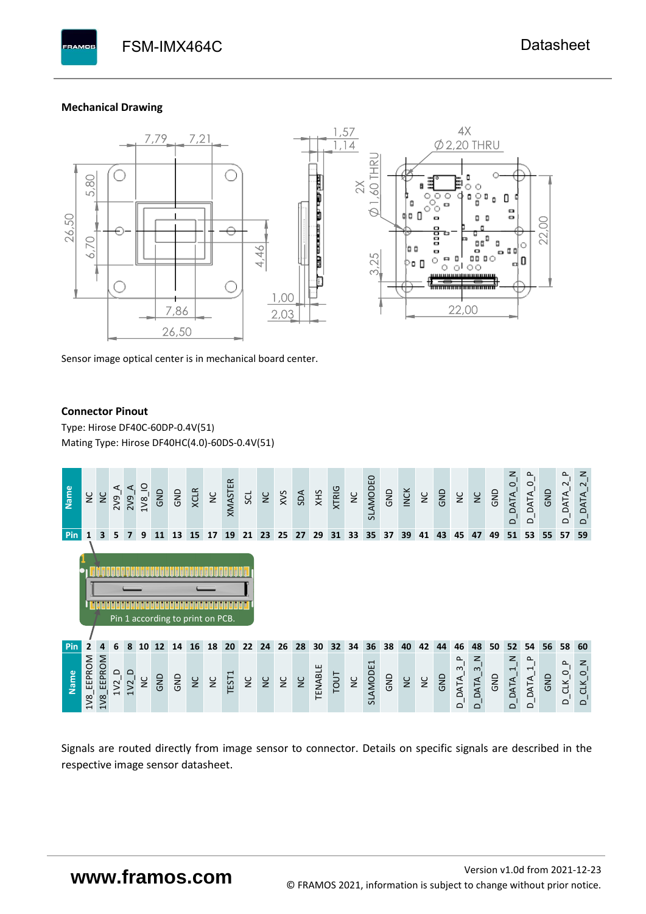### Mechanical Drawing

Sensor image optical center is in mechanical board center.

### Connector Pinout

Type: Hirose DF40C-60DP-0.4V(51)
Mating Type: Hirose DF40HC(4.0)-60DS-0.4V(51)

| Name | NC | NC | 2V9_A | 2V9_A | 1V8_IO | GND | GND | XCLR | NC | XMASTER | SCL | NC | XVS | SDA | XHS | XTRIG | NC | SLAMODE0 | GND | INCK | NC | GND | NC | NC | GND | D_DATA_0_N | D_DATA_0_P | GND | D_DATA_2_P | D_DATA_2_N |
|---|---|---|---|---|---|---|---|---|---|---|---|---|---|---|---|---|---|---|---|---|---|---|---|---|---|---|---|---|---|---|
| Pin | 1 | 3 | 5 | 7 | 9 | 11 | 13 | 15 | 17 | 19 | 21 | 23 | 25 | 27 | 29 | 31 | 33 | 35 | 37 | 39 | 41 | 43 | 45 | 47 | 49 | 51 | 53 | 55 | 57 | 59 |

Pin 1 according to print on PCB.

| Pin | 2 | 4 | 6 | 8 | 10 | 12 | 14 | 16 | 18 | 20 | 22 | 24 | 26 | 28 | 30 | 32 | 34 | 36 | 38 | 40 | 42 | 44 | 46 | 48 | 50 | 52 | 54 | 56 | 58 | 60 |
|---|---|---|---|---|---|---|---|---|---|---|---|---|---|---|---|---|---|---|---|---|---|---|---|---|---|---|---|---|---|---|
| Name | 1V8_EEPROM | 1V8_EEPROM | 1V2_D | 1V2_D | NC | GND | GND | NC | NC | TEST1 | NC | NC | NC | NC | TENABLE | TOUT | NC | SLAMODE1 | GND | NC | NC | GND | D_DATA_3_P | D_DATA_3_N | GND | D_DATA_1_N | D_DATA_1_P | GND | D_CLK_0_P | D_CLK_0_N |

Signals are routed directly from image sensor to connector. Details on specific signals are described in the respective image sensor datasheet.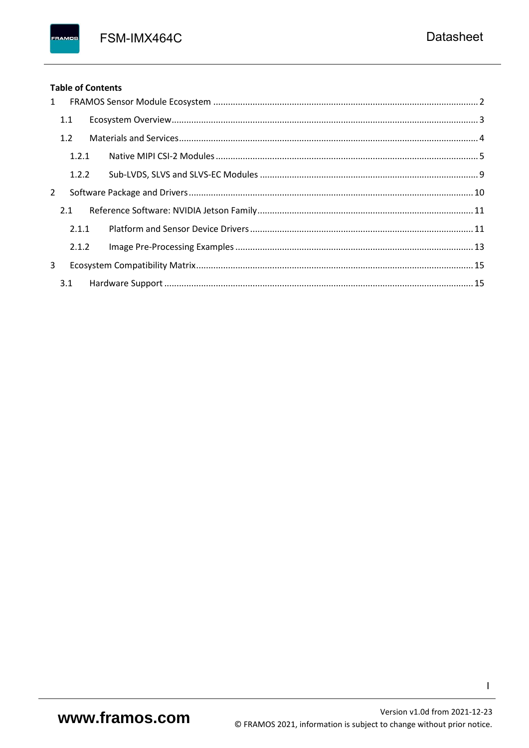**Table of Contents**

1 FRAMOS Sensor Module Ecosystem ........................................................................................................ 2

1.1 Ecosystem Overview........................................................................................................................ 3

1.2 Materials and Services..................................................................................................................... 4

1.2.1 Native MIPI CSI-2 Modules ....................................................................................................... 5

1.2.2 Sub-LVDS, SLVS and SLVS-EC Modules ..................................................................................... 9

2 Software Package and Drivers................................................................................................................ 10

2.1 Reference Software: NVIDIA Jetson Family..................................................................................... 11

2.1.1 Platform and Sensor Device Drivers ........................................................................................ 11

2.1.2 Image Pre-Processing Examples .............................................................................................. 13

3 Ecosystem Compatibility Matrix............................................................................................................. 15

3.1 Hardware Support .......................................................................................................................... 15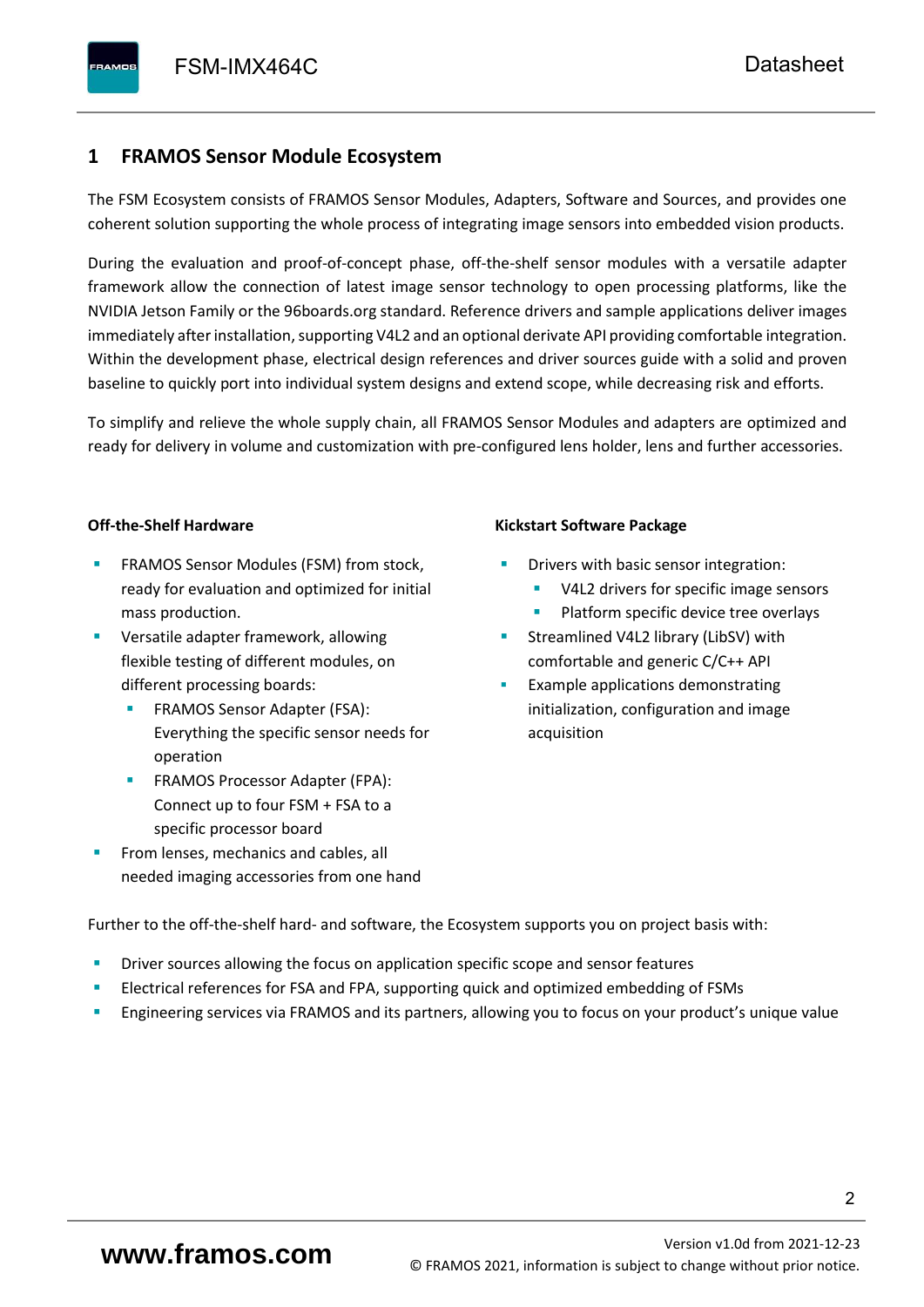# 1 FRAMOS Sensor Module Ecosystem

The FSM Ecosystem consists of FRAMOS Sensor Modules, Adapters, Software and Sources, and provides one coherent solution supporting the whole process of integrating image sensors into embedded vision products.

During the evaluation and proof-of-concept phase, off-the-shelf sensor modules with a versatile adapter framework allow the connection of latest image sensor technology to open processing platforms, like the NVIDIA Jetson Family or the 96boards.org standard. Reference drivers and sample applications deliver images immediately after installation, supporting V4L2 and an optional derivate API providing comfortable integration. Within the development phase, electrical design references and driver sources guide with a solid and proven baseline to quickly port into individual system designs and extend scope, while decreasing risk and efforts.

To simplify and relieve the whole supply chain, all FRAMOS Sensor Modules and adapters are optimized and ready for delivery in volume and customization with pre-configured lens holder, lens and further accessories.

**Off-the-Shelf Hardware**

- FRAMOS Sensor Modules (FSM) from stock, ready for evaluation and optimized for initial mass production.
- Versatile adapter framework, allowing flexible testing of different modules, on different processing boards:
  - FRAMOS Sensor Adapter (FSA): Everything the specific sensor needs for operation
  - FRAMOS Processor Adapter (FPA): Connect up to four FSM + FSA to a specific processor board
- From lenses, mechanics and cables, all needed imaging accessories from one hand

**Kickstart Software Package**

- Drivers with basic sensor integration:
  - V4L2 drivers for specific image sensors
  - Platform specific device tree overlays
- Streamlined V4L2 library (LibSV) with comfortable and generic C/C++ API
- Example applications demonstrating initialization, configuration and image acquisition

Further to the off-the-shelf hard- and software, the Ecosystem supports you on project basis with:

- Driver sources allowing the focus on application specific scope and sensor features
- Electrical references for FSA and FPA, supporting quick and optimized embedding of FSMs
- Engineering services via FRAMOS and its partners, allowing you to focus on your product's unique value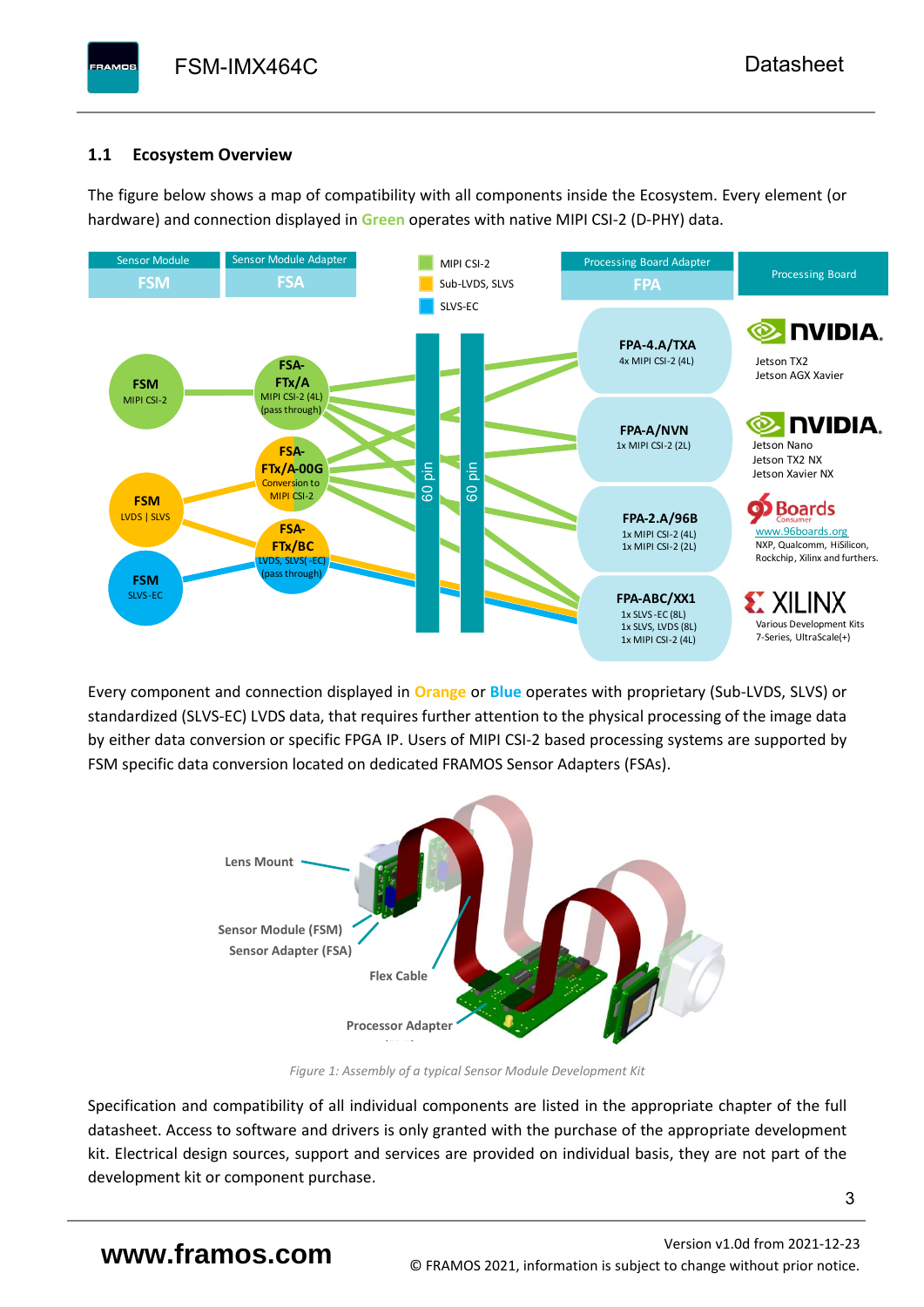## 1.1 Ecosystem Overview

The figure below shows a map of compatibility with all components inside the Ecosystem. Every element (or hardware) and connection displayed in **Green** operates with native MIPI CSI-2 (D-PHY) data.

Every component and connection displayed in **Orange** or **Blue** operates with proprietary (Sub-LVDS, SLVS) or standardized (SLVS-EC) LVDS data, that requires further attention to the physical processing of the image data by either data conversion or specific FPGA IP. Users of MIPI CSI-2 based processing systems are supported by FSM specific data conversion located on dedicated FRAMOS Sensor Adapters (FSAs).

*Figure 1: Assembly of a typical Sensor Module Development Kit*

Specification and compatibility of all individual components are listed in the appropriate chapter of the full datasheet. Access to software and drivers is only granted with the purchase of the appropriate development kit. Electrical design sources, support and services are provided on individual basis, they are not part of the development kit or component purchase.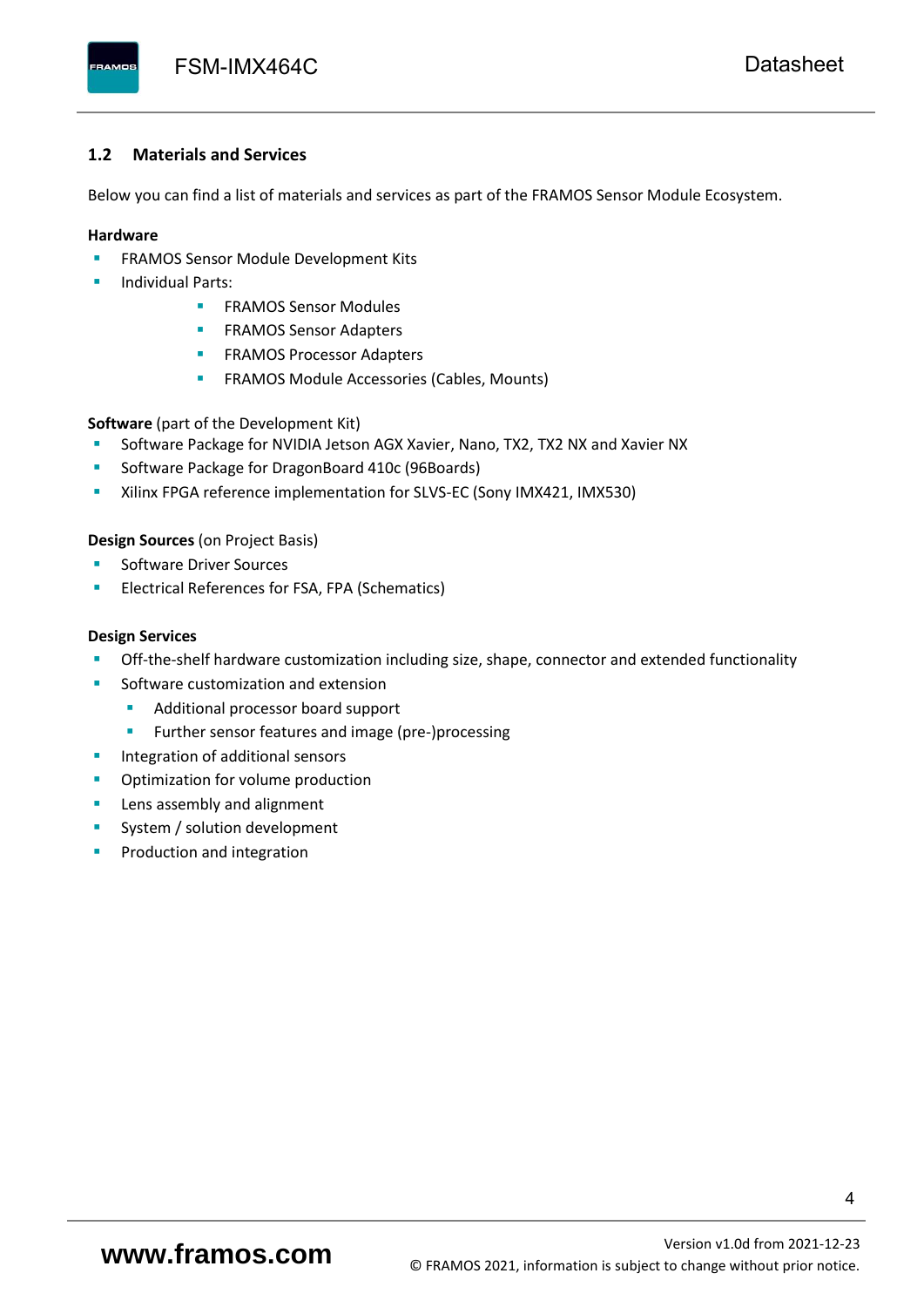## 1.2 Materials and Services

Below you can find a list of materials and services as part of the FRAMOS Sensor Module Ecosystem.

**Hardware**

- FRAMOS Sensor Module Development Kits
- Individual Parts:
  - FRAMOS Sensor Modules
  - FRAMOS Sensor Adapters
  - FRAMOS Processor Adapters
  - FRAMOS Module Accessories (Cables, Mounts)

**Software** (part of the Development Kit)

- Software Package for NVIDIA Jetson AGX Xavier, Nano, TX2, TX2 NX and Xavier NX
- Software Package for DragonBoard 410c (96Boards)
- Xilinx FPGA reference implementation for SLVS-EC (Sony IMX421, IMX530)

**Design Sources** (on Project Basis)

- Software Driver Sources
- Electrical References for FSA, FPA (Schematics)

**Design Services**

- Off-the-shelf hardware customization including size, shape, connector and extended functionality
- Software customization and extension
  - Additional processor board support
  - Further sensor features and image (pre-)processing
- Integration of additional sensors
- Optimization for volume production
- Lens assembly and alignment
- System / solution development
- Production and integration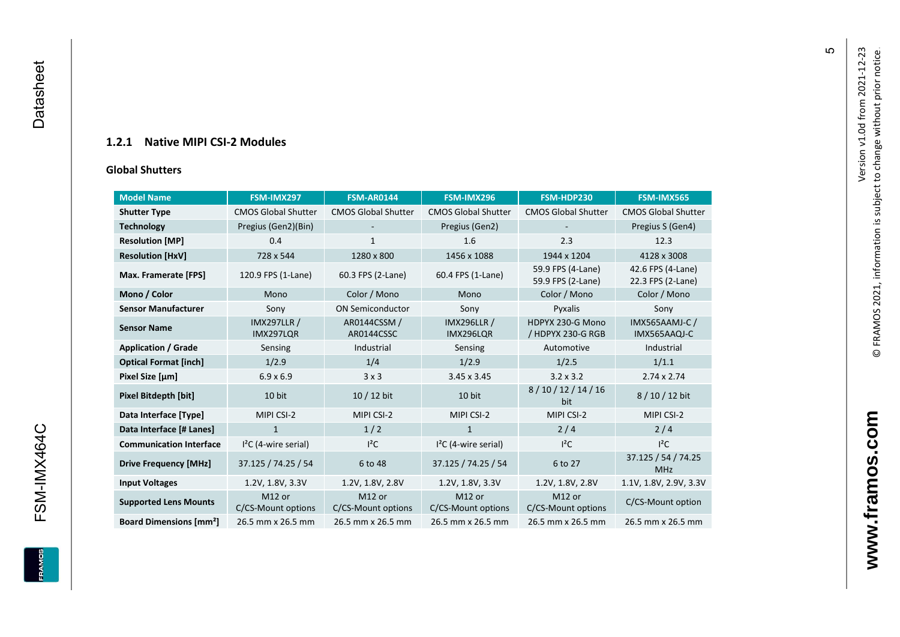### 1.2.1 Native MIPI CSI-2 Modules

**Global Shutters**

| Model Name | FSM-IMX297 | FSM-AR0144 | FSM-IMX296 | FSM-HDP230 | FSM-IMX565 |
|---|---|---|---|---|---|
| **Shutter Type** | CMOS Global Shutter | CMOS Global Shutter | CMOS Global Shutter | CMOS Global Shutter | CMOS Global Shutter |
| **Technology** | Pregius (Gen2)(Bin) | - | Pregius (Gen2) | - | Pregius S (Gen4) |
| **Resolution [MP]** | 0.4 | 1 | 1.6 | 2.3 | 12.3 |
| **Resolution [HxV]** | 728 x 544 | 1280 x 800 | 1456 x 1088 | 1944 x 1204 | 4128 x 3008 |
| **Max. Framerate [FPS]** | 120.9 FPS (1-Lane) | 60.3 FPS (2-Lane) | 60.4 FPS (1-Lane) | 59.9 FPS (4-Lane) 59.9 FPS (2-Lane) | 42.6 FPS (4-Lane) 22.3 FPS (2-Lane) |
| **Mono / Color** | Mono | Color / Mono | Mono | Color / Mono | Color / Mono |
| **Sensor Manufacturer** | Sony | ON Semiconductor | Sony | Pyxalis | Sony |
| **Sensor Name** | IMX297LLR / IMX297LQR | AR0144CSSM / AR0144CSSC | IMX296LLR / IMX296LQR | HDPYX 230-G Mono / HDPYX 230-G RGB | IMX565AAMJ-C / IMX565AAQJ-C |
| **Application / Grade** | Sensing | Industrial | Sensing | Automotive | Industrial |
| **Optical Format [inch]** | 1/2.9 | 1/4 | 1/2.9 | 1/2.5 | 1/1.1 |
| **Pixel Size [µm]** | 6.9 x 6.9 | 3 x 3 | 3.45 x 3.45 | 3.2 x 3.2 | 2.74 x 2.74 |
| **Pixel Bitdepth [bit]** | 10 bit | 10 / 12 bit | 10 bit | 8 / 10 / 12 / 14 / 16 bit | 8 / 10 / 12 bit |
| **Data Interface [Type]** | MIPI CSI-2 | MIPI CSI-2 | MIPI CSI-2 | MIPI CSI-2 | MIPI CSI-2 |
| **Data Interface [# Lanes]** | 1 | 1 / 2 | 1 | 2 / 4 | 2 / 4 |
| **Communication Interface** | I²C (4-wire serial) | I²C | I²C (4-wire serial) | I²C | I²C |
| **Drive Frequency [MHz]** | 37.125 / 74.25 / 54 | 6 to 48 | 37.125 / 74.25 / 54 | 6 to 27 | 37.125 / 54 / 74.25 MHz |
| **Input Voltages** | 1.2V, 1.8V, 3.3V | 1.2V, 1.8V, 2.8V | 1.2V, 1.8V, 3.3V | 1.2V, 1.8V, 2.8V | 1.1V, 1.8V, 2.9V, 3.3V |
| **Supported Lens Mounts** | M12 or C/CS-Mount options | M12 or C/CS-Mount options | M12 or C/CS-Mount options | M12 or C/CS-Mount options | C/CS-Mount option |
| **Board Dimensions [mm²]** | 26.5 mm x 26.5 mm | 26.5 mm x 26.5 mm | 26.5 mm x 26.5 mm | 26.5 mm x 26.5 mm | 26.5 mm x 26.5 mm |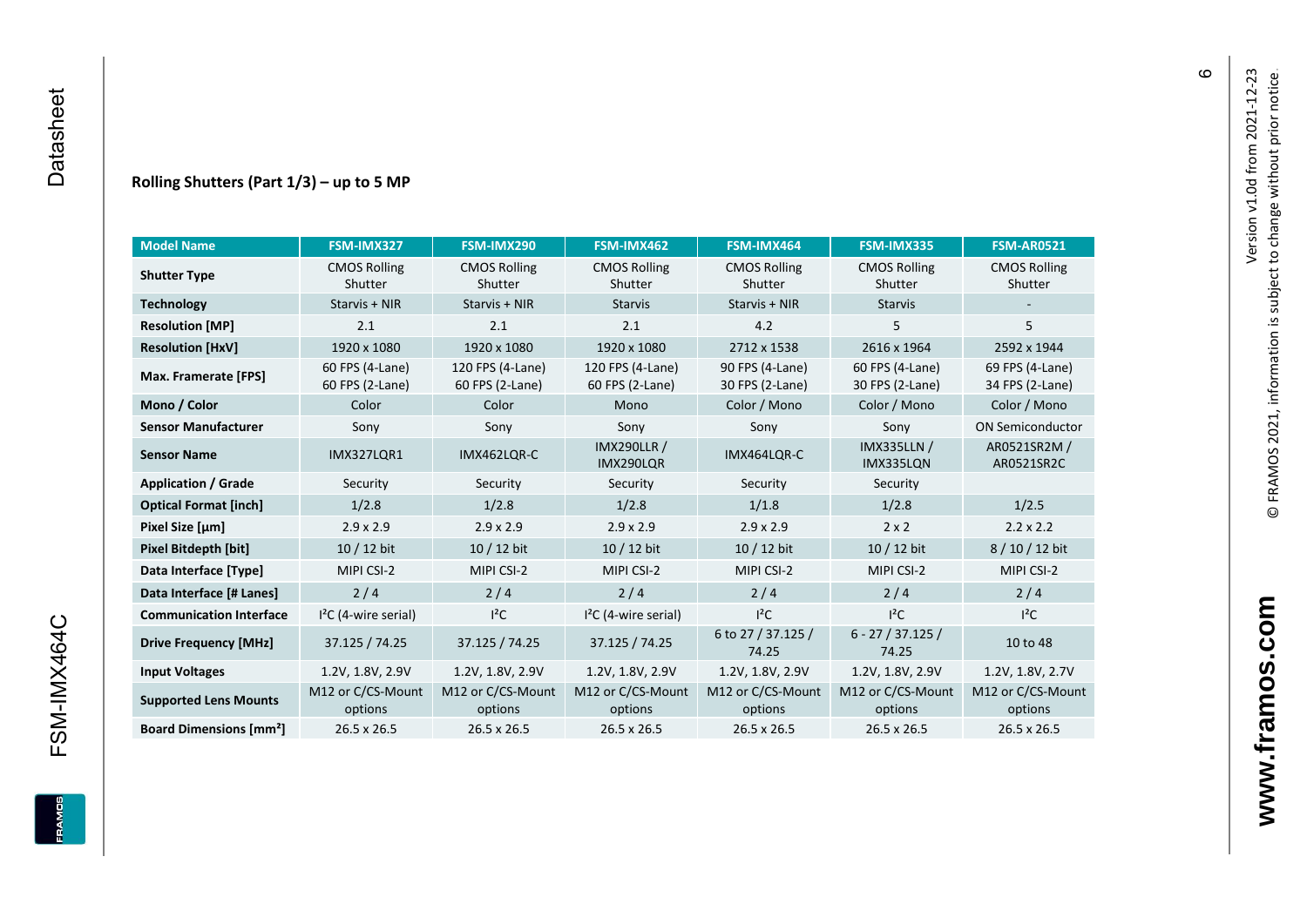### Rolling Shutters (Part 1/3) – up to 5 MP

| Model Name | FSM-IMX327 | FSM-IMX290 | FSM-IMX462 | FSM-IMX464 | FSM-IMX335 | FSM-AR0521 |
|---|---|---|---|---|---|---|
| **Shutter Type** | CMOS Rolling Shutter | CMOS Rolling Shutter | CMOS Rolling Shutter | CMOS Rolling Shutter | CMOS Rolling Shutter | CMOS Rolling Shutter |
| **Technology** | Starvis + NIR | Starvis + NIR | Starvis | Starvis + NIR | Starvis | - |
| **Resolution [MP]** | 2.1 | 2.1 | 2.1 | 4.2 | 5 | 5 |
| **Resolution [HxV]** | 1920 x 1080 | 1920 x 1080 | 1920 x 1080 | 2712 x 1538 | 2616 x 1964 | 2592 x 1944 |
| **Max. Framerate [FPS]** | 60 FPS (4-Lane) 60 FPS (2-Lane) | 120 FPS (4-Lane) 60 FPS (2-Lane) | 120 FPS (4-Lane) 60 FPS (2-Lane) | 90 FPS (4-Lane) 30 FPS (2-Lane) | 60 FPS (4-Lane) 30 FPS (2-Lane) | 69 FPS (4-Lane) 34 FPS (2-Lane) |
| **Mono / Color** | Color | Color | Mono | Color / Mono | Color / Mono | Color / Mono |
| **Sensor Manufacturer** | Sony | Sony | Sony | Sony | Sony | ON Semiconductor |
| **Sensor Name** | IMX327LQR1 | IMX462LQR-C | IMX290LLR / IMX290LQR | IMX464LQR-C | IMX335LLN / IMX335LQN | AR0521SR2M / AR0521SR2C |
| **Application / Grade** | Security | Security | Security | Security | Security | |
| **Optical Format [inch]** | 1/2.8 | 1/2.8 | 1/2.8 | 1/1.8 | 1/2.8 | 1/2.5 |
| **Pixel Size [µm]** | 2.9 x 2.9 | 2.9 x 2.9 | 2.9 x 2.9 | 2.9 x 2.9 | 2 x 2 | 2.2 x 2.2 |
| **Pixel Bitdepth [bit]** | 10 / 12 bit | 10 / 12 bit | 10 / 12 bit | 10 / 12 bit | 10 / 12 bit | 8 / 10 / 12 bit |
| **Data Interface [Type]** | MIPI CSI-2 | MIPI CSI-2 | MIPI CSI-2 | MIPI CSI-2 | MIPI CSI-2 | MIPI CSI-2 |
| **Data Interface [# Lanes]** | 2 / 4 | 2 / 4 | 2 / 4 | 2 / 4 | 2 / 4 | 2 / 4 |
| **Communication Interface** | I²C (4-wire serial) | I²C | I²C (4-wire serial) | I²C | I²C | I²C |
| **Drive Frequency [MHz]** | 37.125 / 74.25 | 37.125 / 74.25 | 37.125 / 74.25 | 6 to 27 / 37.125 / 74.25 | 6 - 27 / 37.125 / 74.25 | 10 to 48 |
| **Input Voltages** | 1.2V, 1.8V, 2.9V | 1.2V, 1.8V, 2.9V | 1.2V, 1.8V, 2.9V | 1.2V, 1.8V, 2.9V | 1.2V, 1.8V, 2.9V | 1.2V, 1.8V, 2.7V |
| **Supported Lens Mounts** | M12 or C/CS-Mount options | M12 or C/CS-Mount options | M12 or C/CS-Mount options | M12 or C/CS-Mount options | M12 or C/CS-Mount options | M12 or C/CS-Mount options |
| **Board Dimensions [mm²]** | 26.5 x 26.5 | 26.5 x 26.5 | 26.5 x 26.5 | 26.5 x 26.5 | 26.5 x 26.5 | 26.5 x 26.5 |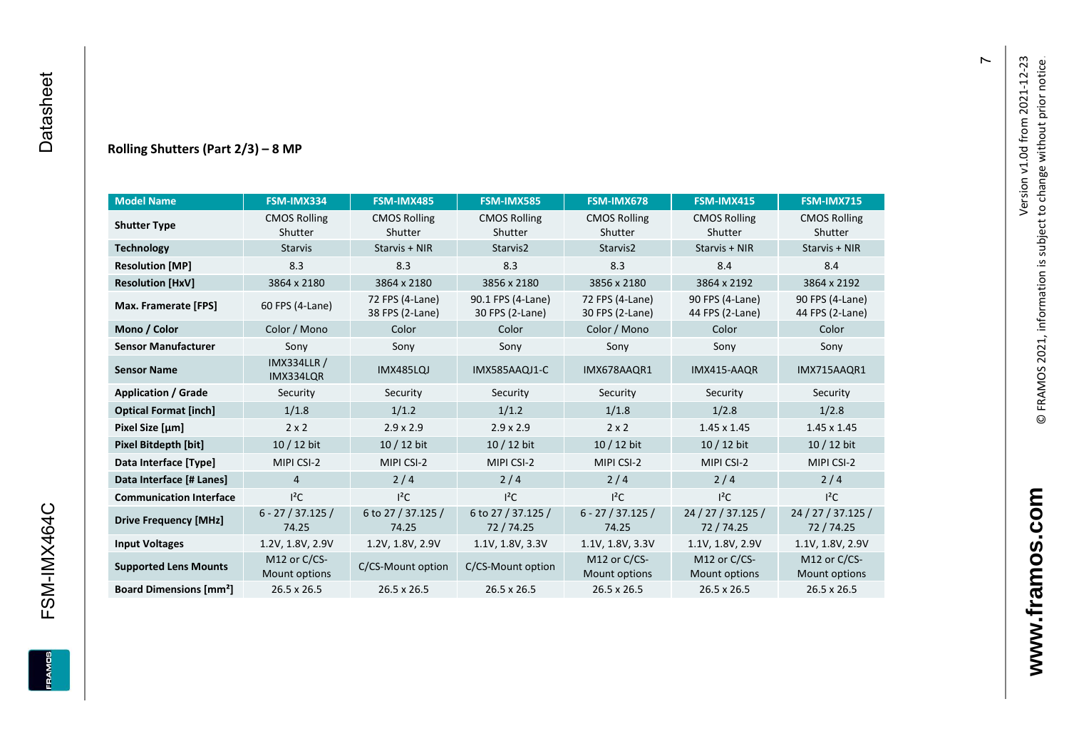### Rolling Shutters (Part 2/3) – 8 MP

| Model Name | FSM-IMX334 | FSM-IMX485 | FSM-IMX585 | FSM-IMX678 | FSM-IMX415 | FSM-IMX715 |
|---|---|---|---|---|---|---|
| **Shutter Type** | CMOS Rolling Shutter | CMOS Rolling Shutter | CMOS Rolling Shutter | CMOS Rolling Shutter | CMOS Rolling Shutter | CMOS Rolling Shutter |
| **Technology** | Starvis | Starvis + NIR | Starvis2 | Starvis2 | Starvis + NIR | Starvis + NIR |
| **Resolution [MP]** | 8.3 | 8.3 | 8.3 | 8.3 | 8.4 | 8.4 |
| **Resolution [HxV]** | 3864 x 2180 | 3864 x 2180 | 3856 x 2180 | 3856 x 2180 | 3864 x 2192 | 3864 x 2192 |
| **Max. Framerate [FPS]** | 60 FPS (4-Lane) | 72 FPS (4-Lane) 38 FPS (2-Lane) | 90.1 FPS (4-Lane) 30 FPS (2-Lane) | 72 FPS (4-Lane) 30 FPS (2-Lane) | 90 FPS (4-Lane) 44 FPS (2-Lane) | 90 FPS (4-Lane) 44 FPS (2-Lane) |
| **Mono / Color** | Color / Mono | Color | Color | Color / Mono | Color | Color |
| **Sensor Manufacturer** | Sony | Sony | Sony | Sony | Sony | Sony |
| **Sensor Name** | IMX334LLR / IMX334LQR | IMX485LQJ | IMX585AAQJ1-C | IMX678AAQR1 | IMX415-AAQR | IMX715AAQR1 |
| **Application / Grade** | Security | Security | Security | Security | Security | Security |
| **Optical Format [inch]** | 1/1.8 | 1/1.2 | 1/1.2 | 1/1.8 | 1/2.8 | 1/2.8 |
| **Pixel Size [µm]** | 2 x 2 | 2.9 x 2.9 | 2.9 x 2.9 | 2 x 2 | 1.45 x 1.45 | 1.45 x 1.45 |
| **Pixel Bitdepth [bit]** | 10 / 12 bit | 10 / 12 bit | 10 / 12 bit | 10 / 12 bit | 10 / 12 bit | 10 / 12 bit |
| **Data Interface [Type]** | MIPI CSI-2 | MIPI CSI-2 | MIPI CSI-2 | MIPI CSI-2 | MIPI CSI-2 | MIPI CSI-2 |
| **Data Interface [# Lanes]** | 4 | 2 / 4 | 2 / 4 | 2 / 4 | 2 / 4 | 2 / 4 |
| **Communication Interface** | I²C | I²C | I²C | I²C | I²C | I²C |
| **Drive Frequency [MHz]** | 6 - 27 / 37.125 / 74.25 | 6 to 27 / 37.125 / 74.25 | 6 to 27 / 37.125 / 72 / 74.25 | 6 - 27 / 37.125 / 74.25 | 24 / 27 / 37.125 / 72 / 74.25 | 24 / 27 / 37.125 / 72 / 74.25 |
| **Input Voltages** | 1.2V, 1.8V, 2.9V | 1.2V, 1.8V, 2.9V | 1.1V, 1.8V, 3.3V | 1.1V, 1.8V, 3.3V | 1.1V, 1.8V, 2.9V | 1.1V, 1.8V, 2.9V |
| **Supported Lens Mounts** | M12 or C/CS-Mount options | C/CS-Mount option | C/CS-Mount option | M12 or C/CS-Mount options | M12 or C/CS-Mount options | M12 or C/CS-Mount options |
| **Board Dimensions [mm²]** | 26.5 x 26.5 | 26.5 x 26.5 | 26.5 x 26.5 | 26.5 x 26.5 | 26.5 x 26.5 | 26.5 x 26.5 |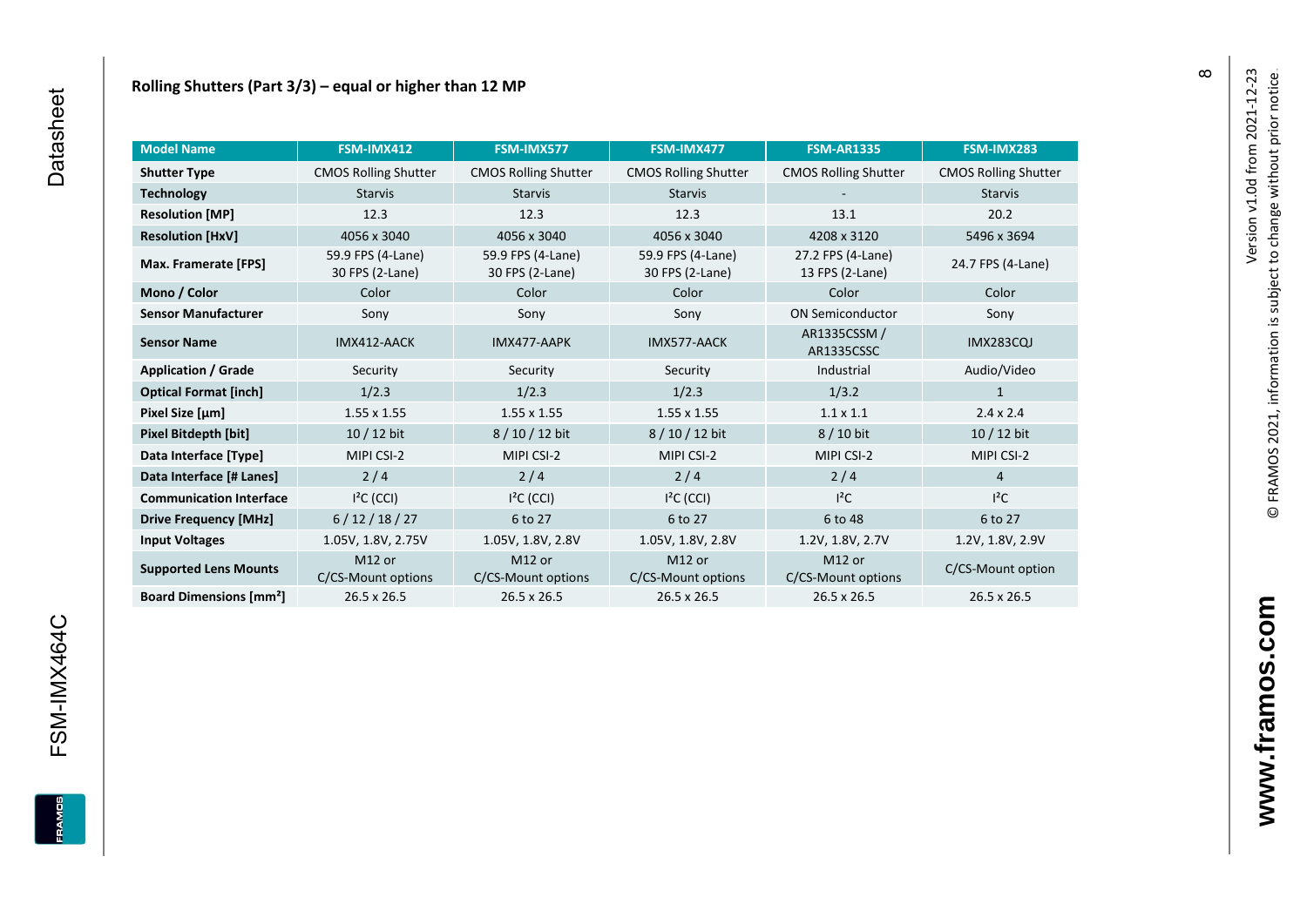## Rolling Shutters (Part 3/3) – equal or higher than 12 MP

| Model Name | FSM-IMX412 | FSM-IMX577 | FSM-IMX477 | FSM-AR1335 | FSM-IMX283 |
|---|---|---|---|---|---|
| **Shutter Type** | CMOS Rolling Shutter | CMOS Rolling Shutter | CMOS Rolling Shutter | CMOS Rolling Shutter | CMOS Rolling Shutter |
| **Technology** | Starvis | Starvis | Starvis | - | Starvis |
| **Resolution [MP]** | 12.3 | 12.3 | 12.3 | 13.1 | 20.2 |
| **Resolution [HxV]** | 4056 x 3040 | 4056 x 3040 | 4056 x 3040 | 4208 x 3120 | 5496 x 3694 |
| **Max. Framerate [FPS]** | 59.9 FPS (4-Lane) 30 FPS (2-Lane) | 59.9 FPS (4-Lane) 30 FPS (2-Lane) | 59.9 FPS (4-Lane) 30 FPS (2-Lane) | 27.2 FPS (4-Lane) 13 FPS (2-Lane) | 24.7 FPS (4-Lane) |
| **Mono / Color** | Color | Color | Color | Color | Color |
| **Sensor Manufacturer** | Sony | Sony | Sony | ON Semiconductor | Sony |
| **Sensor Name** | IMX412-AACK | IMX477-AAPK | IMX577-AACK | AR1335CSSM / AR1335CSSC | IMX283CQJ |
| **Application / Grade** | Security | Security | Security | Industrial | Audio/Video |
| **Optical Format [inch]** | 1/2.3 | 1/2.3 | 1/2.3 | 1/3.2 | 1 |
| **Pixel Size [µm]** | 1.55 x 1.55 | 1.55 x 1.55 | 1.55 x 1.55 | 1.1 x 1.1 | 2.4 x 2.4 |
| **Pixel Bitdepth [bit]** | 10 / 12 bit | 8 / 10 / 12 bit | 8 / 10 / 12 bit | 8 / 10 bit | 10 / 12 bit |
| **Data Interface [Type]** | MIPI CSI-2 | MIPI CSI-2 | MIPI CSI-2 | MIPI CSI-2 | MIPI CSI-2 |
| **Data Interface [# Lanes]** | 2 / 4 | 2 / 4 | 2 / 4 | 2 / 4 | 4 |
| **Communication Interface** | I²C (CCI) | I²C (CCI) | I²C (CCI) | I²C | I²C |
| **Drive Frequency [MHz]** | 6 / 12 / 18 / 27 | 6 to 27 | 6 to 27 | 6 to 48 | 6 to 27 |
| **Input Voltages** | 1.05V, 1.8V, 2.75V | 1.05V, 1.8V, 2.8V | 1.05V, 1.8V, 2.8V | 1.2V, 1.8V, 2.7V | 1.2V, 1.8V, 2.9V |
| **Supported Lens Mounts** | M12 or C/CS-Mount options | M12 or C/CS-Mount options | M12 or C/CS-Mount options | M12 or C/CS-Mount options | C/CS-Mount option |
| **Board Dimensions [mm²]** | 26.5 x 26.5 | 26.5 x 26.5 | 26.5 x 26.5 | 26.5 x 26.5 | 26.5 x 26.5 |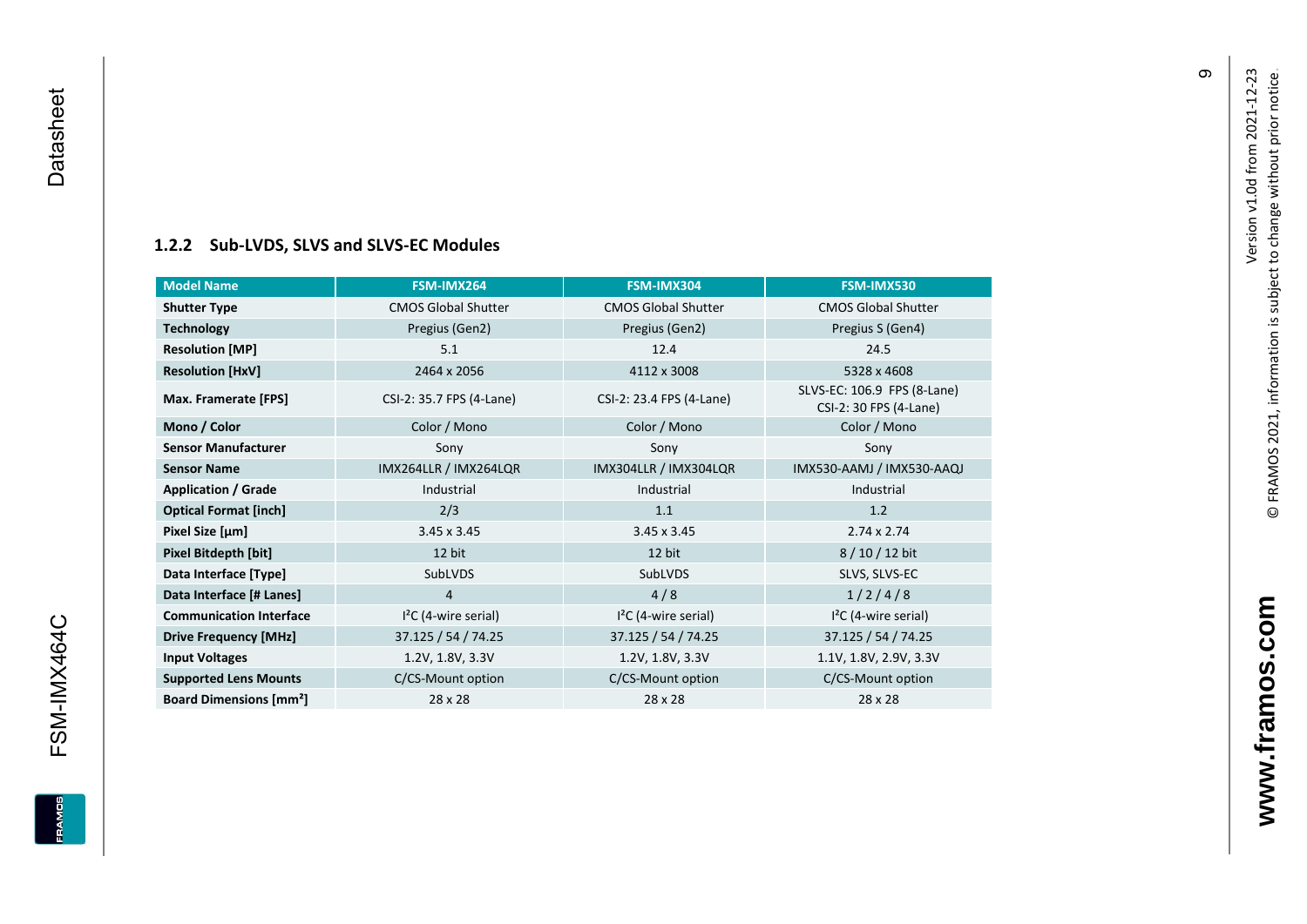### 1.2.2 Sub-LVDS, SLVS and SLVS-EC Modules

| Model Name | FSM-IMX264 | FSM-IMX304 | FSM-IMX530 |
|---|---|---|---|
| **Shutter Type** | CMOS Global Shutter | CMOS Global Shutter | CMOS Global Shutter |
| **Technology** | Pregius (Gen2) | Pregius (Gen2) | Pregius S (Gen4) |
| **Resolution [MP]** | 5.1 | 12.4 | 24.5 |
| **Resolution [HxV]** | 2464 x 2056 | 4112 x 3008 | 5328 x 4608 |
| **Max. Framerate [FPS]** | CSI-2: 35.7 FPS (4-Lane) | CSI-2: 23.4 FPS (4-Lane) | SLVS-EC: 106.9 FPS (8-Lane) CSI-2: 30 FPS (4-Lane) |
| **Mono / Color** | Color / Mono | Color / Mono | Color / Mono |
| **Sensor Manufacturer** | Sony | Sony | Sony |
| **Sensor Name** | IMX264LLR / IMX264LQR | IMX304LLR / IMX304LQR | IMX530-AAMJ / IMX530-AAQJ |
| **Application / Grade** | Industrial | Industrial | Industrial |
| **Optical Format [inch]** | 2/3 | 1.1 | 1.2 |
| **Pixel Size [µm]** | 3.45 x 3.45 | 3.45 x 3.45 | 2.74 x 2.74 |
| **Pixel Bitdepth [bit]** | 12 bit | 12 bit | 8 / 10 / 12 bit |
| **Data Interface [Type]** | SubLVDS | SubLVDS | SLVS, SLVS-EC |
| **Data Interface [# Lanes]** | 4 | 4 / 8 | 1 / 2 / 4 / 8 |
| **Communication Interface** | I²C (4-wire serial) | I²C (4-wire serial) | I²C (4-wire serial) |
| **Drive Frequency [MHz]** | 37.125 / 54 / 74.25 | 37.125 / 54 / 74.25 | 37.125 / 54 / 74.25 |
| **Input Voltages** | 1.2V, 1.8V, 3.3V | 1.2V, 1.8V, 3.3V | 1.1V, 1.8V, 2.9V, 3.3V |
| **Supported Lens Mounts** | C/CS-Mount option | C/CS-Mount option | C/CS-Mount option |
| **Board Dimensions [mm²]** | 28 x 28 | 28 x 28 | 28 x 28 |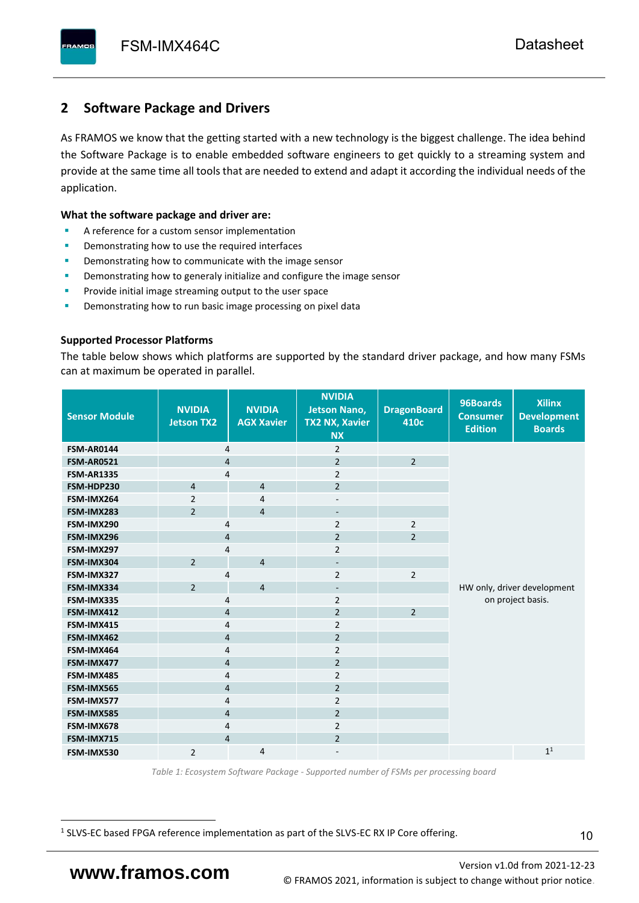## 2 Software Package and Drivers

As FRAMOS we know that the getting started with a new technology is the biggest challenge. The idea behind the Software Package is to enable embedded software engineers to get quickly to a streaming system and provide at the same time all tools that are needed to extend and adapt it according the individual needs of the application.

**What the software package and driver are:**

- A reference for a custom sensor implementation
- Demonstrating how to use the required interfaces
- Demonstrating how to communicate with the image sensor
- Demonstrating how to generaly initialize and configure the image sensor
- Provide initial image streaming output to the user space
- Demonstrating how to run basic image processing on pixel data

**Supported Processor Platforms**

The table below shows which platforms are supported by the standard driver package, and how many FSMs can at maximum be operated in parallel.

| Sensor Module | NVIDIA Jetson TX2 | NVIDIA AGX Xavier | NVIDIA Jetson Nano, TX2 NX, Xavier NX | DragonBoard 410c | 96Boards Consumer Edition | Xilinx Development Boards |
|---|---|---|---|---|---|---|
| FSM-AR0144 | 4 | | 2 | | HW only, driver development on project basis. | |
| FSM-AR0521 | 4 | | 2 | 2 | | |
| FSM-AR1335 | 4 | | 2 | | | |
| FSM-HDP230 | 4 | 4 | 2 | | | |
| FSM-IMX264 | 2 | 4 | - | | | |
| FSM-IMX283 | 2 | 4 | - | | | |
| FSM-IMX290 | 4 | | 2 | 2 | | |
| FSM-IMX296 | 4 | | 2 | 2 | | |
| FSM-IMX297 | 4 | | 2 | | | |
| FSM-IMX304 | 2 | 4 | - | | | |
| FSM-IMX327 | 4 | | 2 | 2 | | |
| FSM-IMX334 | 2 | 4 | - | | | |
| FSM-IMX335 | 4 | | 2 | | | |
| FSM-IMX412 | 4 | | 2 | 2 | | |
| FSM-IMX415 | 4 | | 2 | | | |
| FSM-IMX462 | 4 | | 2 | | | |
| FSM-IMX464 | 4 | | 2 | | | |
| FSM-IMX477 | 4 | | 2 | | | |
| FSM-IMX485 | 4 | | 2 | | | |
| FSM-IMX565 | 4 | | 2 | | | |
| FSM-IMX577 | 4 | | 2 | | | |
| FSM-IMX585 | 4 | | 2 | | | |
| FSM-IMX678 | 4 | | 2 | | | |
| FSM-IMX715 | 4 | | 2 | | | |
| FSM-IMX530 | 2 | 4 | - | | | 1[1] |

*Table 1: Ecosystem Software Package - Supported number of FSMs per processing board*

[1] SLVS-EC based FPGA reference implementation as part of the SLVS-EC RX IP Core offering.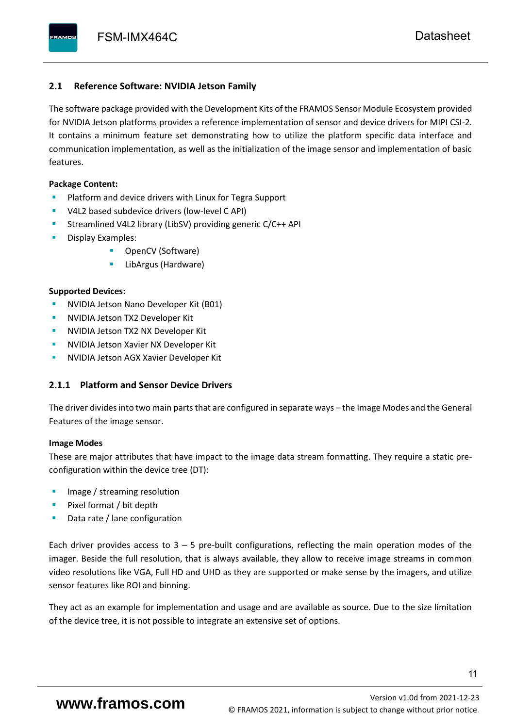### 2.1 Reference Software: NVIDIA Jetson Family

The software package provided with the Development Kits of the FRAMOS Sensor Module Ecosystem provided for NVIDIA Jetson platforms provides a reference implementation of sensor and device drivers for MIPI CSI-2. It contains a minimum feature set demonstrating how to utilize the platform specific data interface and communication implementation, as well as the initialization of the image sensor and implementation of basic features.

**Package Content:**

- Platform and device drivers with Linux for Tegra Support
- V4L2 based subdevice drivers (low-level C API)
- Streamlined V4L2 library (LibSV) providing generic C/C++ API
- Display Examples:
  - OpenCV (Software)
  - LibArgus (Hardware)

**Supported Devices:**

- NVIDIA Jetson Nano Developer Kit (B01)
- NVIDIA Jetson TX2 Developer Kit
- NVIDIA Jetson TX2 NX Developer Kit
- NVIDIA Jetson Xavier NX Developer Kit
- NVIDIA Jetson AGX Xavier Developer Kit

#### 2.1.1 Platform and Sensor Device Drivers

The driver divides into two main parts that are configured in separate ways – the Image Modes and the General Features of the image sensor.

**Image Modes**

These are major attributes that have impact to the image data stream formatting. They require a static pre-configuration within the device tree (DT):

- Image / streaming resolution
- Pixel format / bit depth
- Data rate / lane configuration

Each driver provides access to 3 – 5 pre-built configurations, reflecting the main operation modes of the imager. Beside the full resolution, that is always available, they allow to receive image streams in common video resolutions like VGA, Full HD and UHD as they are supported or make sense by the imagers, and utilize sensor features like ROI and binning.

They act as an example for implementation and usage and are available as source. Due to the size limitation of the device tree, it is not possible to integrate an extensive set of options.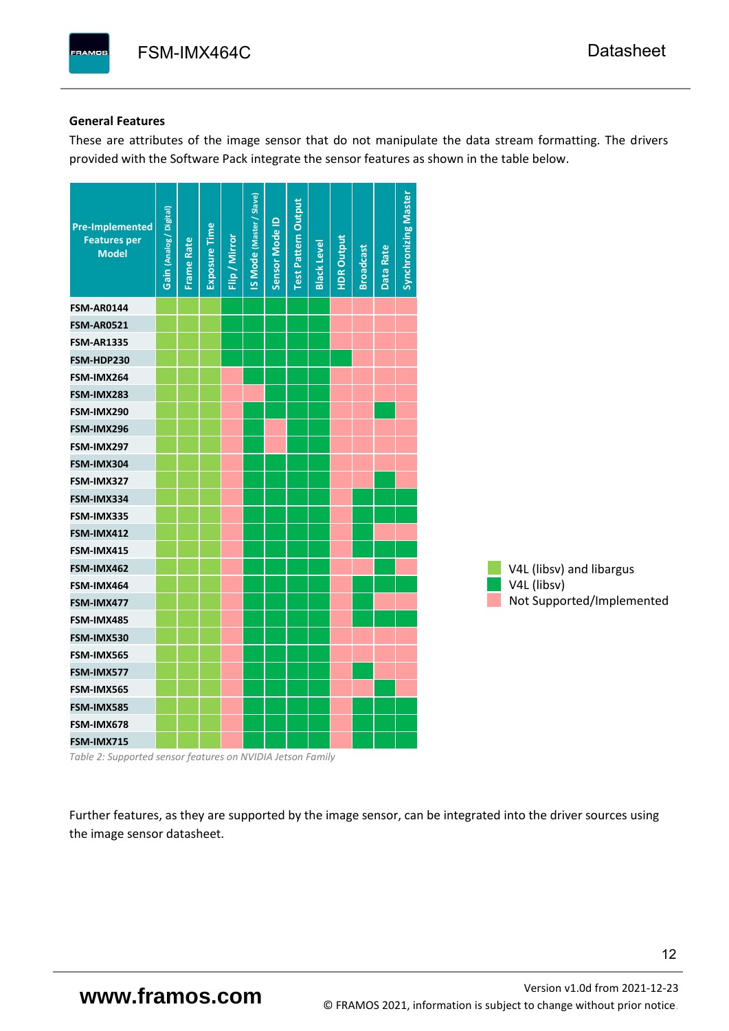### General Features

These are attributes of the image sensor that do not manipulate the data stream formatting. The drivers provided with the Software Pack integrate the sensor features as shown in the table below.

| Pre-Implemented Features per Model | Gain (Analog / Digital) | Frame Rate | Exposure Time | Flip / Mirror | IS Mode (Master / Slave) | Sensor Mode ID | Test Pattern Output | Black Level | HDR Output | Broadcast | Data Rate | Synchronizing Master |
|---|---|---|---|---|---|---|---|---|---|---|---|---|
| FSM-AR0144 | V4L (libsv) and libargus | V4L (libsv) and libargus | V4L (libsv) and libargus | V4L (libsv) | V4L (libsv) | V4L (libsv) | V4L (libsv) | V4L (libsv) | Not Supported/Implemented | Not Supported/Implemented | Not Supported/Implemented | Not Supported/Implemented |
| FSM-AR0521 | V4L (libsv) and libargus | V4L (libsv) and libargus | V4L (libsv) and libargus | V4L (libsv) | V4L (libsv) | V4L (libsv) | V4L (libsv) | V4L (libsv) | Not Supported/Implemented | Not Supported/Implemented | Not Supported/Implemented | Not Supported/Implemented |
| FSM-AR1335 | V4L (libsv) and libargus | V4L (libsv) and libargus | V4L (libsv) and libargus | V4L (libsv) | V4L (libsv) | V4L (libsv) | V4L (libsv) | V4L (libsv) | Not Supported/Implemented | Not Supported/Implemented | Not Supported/Implemented | Not Supported/Implemented |
| FSM-HDP230 | V4L (libsv) and libargus | V4L (libsv) and libargus | V4L (libsv) and libargus | V4L (libsv) | V4L (libsv) | V4L (libsv) | V4L (libsv) | V4L (libsv) | V4L (libsv) | Not Supported/Implemented | Not Supported/Implemented | Not Supported/Implemented |
| FSM-IMX264 | V4L (libsv) and libargus | V4L (libsv) and libargus | V4L (libsv) and libargus | Not Supported/Implemented | V4L (libsv) | V4L (libsv) | V4L (libsv) | V4L (libsv) | Not Supported/Implemented | Not Supported/Implemented | Not Supported/Implemented | Not Supported/Implemented |
| FSM-IMX283 | V4L (libsv) and libargus | V4L (libsv) and libargus | V4L (libsv) and libargus | Not Supported/Implemented | Not Supported/Implemented | V4L (libsv) | V4L (libsv) | V4L (libsv) | Not Supported/Implemented | Not Supported/Implemented | Not Supported/Implemented | Not Supported/Implemented |
| FSM-IMX290 | V4L (libsv) and libargus | V4L (libsv) and libargus | V4L (libsv) and libargus | Not Supported/Implemented | V4L (libsv) | V4L (libsv) | V4L (libsv) | V4L (libsv) | Not Supported/Implemented | Not Supported/Implemented | V4L (libsv) | Not Supported/Implemented |
| FSM-IMX296 | V4L (libsv) and libargus | V4L (libsv) and libargus | V4L (libsv) and libargus | Not Supported/Implemented | V4L (libsv) | Not Supported/Implemented | V4L (libsv) | V4L (libsv) | Not Supported/Implemented | Not Supported/Implemented | Not Supported/Implemented | Not Supported/Implemented |
| FSM-IMX297 | V4L (libsv) and libargus | V4L (libsv) and libargus | V4L (libsv) and libargus | Not Supported/Implemented | V4L (libsv) | Not Supported/Implemented | V4L (libsv) | V4L (libsv) | Not Supported/Implemented | Not Supported/Implemented | Not Supported/Implemented | Not Supported/Implemented |
| FSM-IMX304 | V4L (libsv) and libargus | V4L (libsv) and libargus | V4L (libsv) and libargus | Not Supported/Implemented | V4L (libsv) | V4L (libsv) | V4L (libsv) | V4L (libsv) | Not Supported/Implemented | Not Supported/Implemented | Not Supported/Implemented | Not Supported/Implemented |
| FSM-IMX327 | V4L (libsv) and libargus | V4L (libsv) and libargus | V4L (libsv) and libargus | Not Supported/Implemented | V4L (libsv) | V4L (libsv) | V4L (libsv) | V4L (libsv) | Not Supported/Implemented | Not Supported/Implemented | V4L (libsv) | Not Supported/Implemented |
| FSM-IMX334 | V4L (libsv) and libargus | V4L (libsv) and libargus | V4L (libsv) and libargus | Not Supported/Implemented | V4L (libsv) | V4L (libsv) | V4L (libsv) | V4L (libsv) | Not Supported/Implemented | V4L (libsv) | V4L (libsv) | V4L (libsv) |
| FSM-IMX335 | V4L (libsv) and libargus | V4L (libsv) and libargus | V4L (libsv) and libargus | Not Supported/Implemented | V4L (libsv) | V4L (libsv) | V4L (libsv) | V4L (libsv) | Not Supported/Implemented | V4L (libsv) | V4L (libsv) | V4L (libsv) |
| FSM-IMX412 | V4L (libsv) and libargus | V4L (libsv) and libargus | V4L (libsv) and libargus | Not Supported/Implemented | V4L (libsv) | V4L (libsv) | V4L (libsv) | V4L (libsv) | Not Supported/Implemented | V4L (libsv) | Not Supported/Implemented | Not Supported/Implemented |
| FSM-IMX415 | V4L (libsv) and libargus | V4L (libsv) and libargus | V4L (libsv) and libargus | Not Supported/Implemented | V4L (libsv) | V4L (libsv) | V4L (libsv) | V4L (libsv) | Not Supported/Implemented | V4L (libsv) | V4L (libsv) | V4L (libsv) |
| FSM-IMX462 | V4L (libsv) and libargus | V4L (libsv) and libargus | V4L (libsv) and libargus | Not Supported/Implemented | V4L (libsv) | V4L (libsv) | V4L (libsv) | V4L (libsv) | Not Supported/Implemented | Not Supported/Implemented | V4L (libsv) | Not Supported/Implemented |
| FSM-IMX464 | V4L (libsv) and libargus | V4L (libsv) and libargus | V4L (libsv) and libargus | Not Supported/Implemented | V4L (libsv) | V4L (libsv) | V4L (libsv) | V4L (libsv) | Not Supported/Implemented | V4L (libsv) | V4L (libsv) | V4L (libsv) |
| FSM-IMX477 | V4L (libsv) and libargus | V4L (libsv) and libargus | V4L (libsv) and libargus | Not Supported/Implemented | V4L (libsv) | V4L (libsv) | V4L (libsv) | V4L (libsv) | Not Supported/Implemented | V4L (libsv) | Not Supported/Implemented | Not Supported/Implemented |
| FSM-IMX485 | V4L (libsv) and libargus | V4L (libsv) and libargus | V4L (libsv) and libargus | Not Supported/Implemented | V4L (libsv) | V4L (libsv) | V4L (libsv) | V4L (libsv) | Not Supported/Implemented | V4L (libsv) | V4L (libsv) | V4L (libsv) |
| FSM-IMX530 | V4L (libsv) and libargus | V4L (libsv) and libargus | V4L (libsv) and libargus | Not Supported/Implemented | V4L (libsv) | V4L (libsv) | V4L (libsv) | V4L (libsv) | Not Supported/Implemented | Not Supported/Implemented | Not Supported/Implemented | Not Supported/Implemented |
| FSM-IMX565 | V4L (libsv) and libargus | V4L (libsv) and libargus | V4L (libsv) and libargus | Not Supported/Implemented | V4L (libsv) | V4L (libsv) | V4L (libsv) | V4L (libsv) | Not Supported/Implemented | Not Supported/Implemented | Not Supported/Implemented | Not Supported/Implemented |
| FSM-IMX577 | V4L (libsv) and libargus | V4L (libsv) and libargus | V4L (libsv) and libargus | Not Supported/Implemented | V4L (libsv) | V4L (libsv) | V4L (libsv) | V4L (libsv) | Not Supported/Implemented | V4L (libsv) | Not Supported/Implemented | Not Supported/Implemented |
| FSM-IMX565 | V4L (libsv) and libargus | V4L (libsv) and libargus | V4L (libsv) and libargus | Not Supported/Implemented | V4L (libsv) | V4L (libsv) | V4L (libsv) | V4L (libsv) | Not Supported/Implemented | Not Supported/Implemented | V4L (libsv) | Not Supported/Implemented |
| FSM-IMX585 | V4L (libsv) and libargus | V4L (libsv) and libargus | V4L (libsv) and libargus | Not Supported/Implemented | V4L (libsv) | V4L (libsv) | V4L (libsv) | V4L (libsv) | Not Supported/Implemented | V4L (libsv) | V4L (libsv) | V4L (libsv) |
| FSM-IMX678 | V4L (libsv) and libargus | V4L (libsv) and libargus | V4L (libsv) and libargus | Not Supported/Implemented | V4L (libsv) | V4L (libsv) | V4L (libsv) | V4L (libsv) | Not Supported/Implemented | V4L (libsv) | V4L (libsv) | V4L (libsv) |
| FSM-IMX715 | V4L (libsv) and libargus | V4L (libsv) and libargus | V4L (libsv) and libargus | Not Supported/Implemented | V4L (libsv) | V4L (libsv) | V4L (libsv) | V4L (libsv) | Not Supported/Implemented | V4L (libsv) | V4L (libsv) | V4L (libsv) |

- V4L (libsv) and libargus
- V4L (libsv)
- Not Supported/Implemented

*Table 2: Supported sensor features on NVIDIA Jetson Family*

Further features, as they are supported by the image sensor, can be integrated into the driver sources using the image sensor datasheet.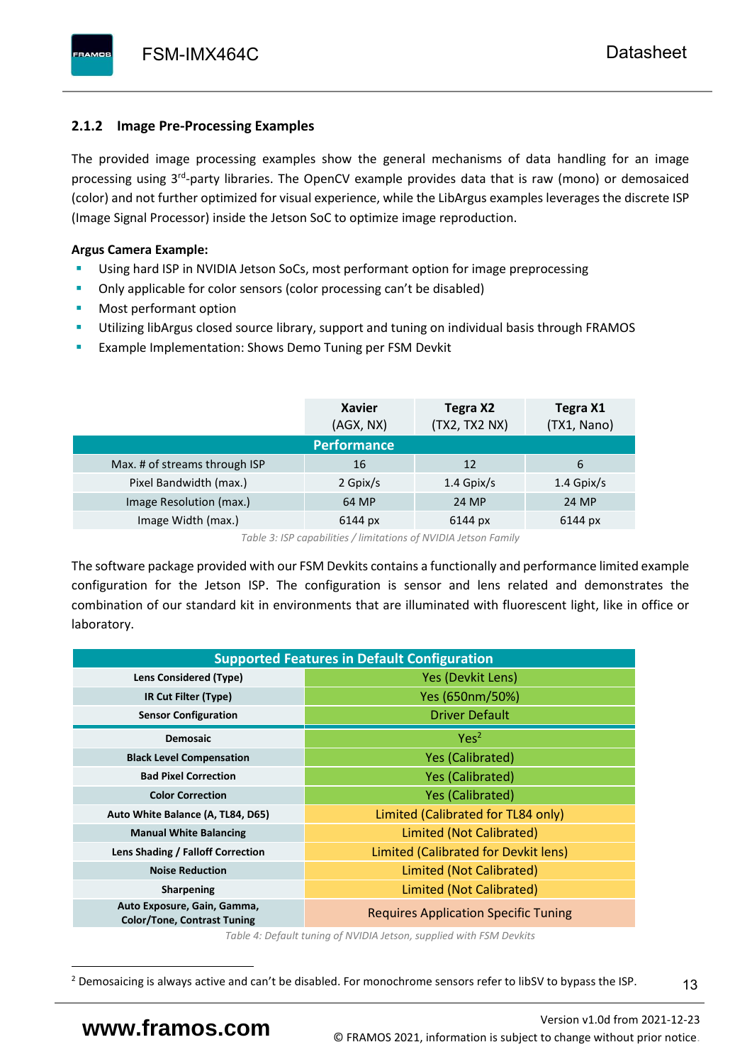### 2.1.2 Image Pre-Processing Examples

The provided image processing examples show the general mechanisms of data handling for an image processing using 3rd-party libraries. The OpenCV example provides data that is raw (mono) or demosaiced (color) and not further optimized for visual experience, while the LibArgus examples leverages the discrete ISP (Image Signal Processor) inside the Jetson SoC to optimize image reproduction.

**Argus Camera Example:**

- Using hard ISP in NVIDIA Jetson SoCs, most performant option for image preprocessing
- Only applicable for color sensors (color processing can't be disabled)
- Most performant option
- Utilizing libArgus closed source library, support and tuning on individual basis through FRAMOS
- Example Implementation: Shows Demo Tuning per FSM Devkit

| | Xavier (AGX, NX) | Tegra X2 (TX2, TX2 NX) | Tegra X1 (TX1, Nano) |
|---|---|---|---|
| **Performance** | | | |
| Max. # of streams through ISP | 16 | 12 | 6 |
| Pixel Bandwidth (max.) | 2 Gpix/s | 1.4 Gpix/s | 1.4 Gpix/s |
| Image Resolution (max.) | 64 MP | 24 MP | 24 MP |
| Image Width (max.) | 6144 px | 6144 px | 6144 px |

*Table 3: ISP capabilities / limitations of NVIDIA Jetson Family*

The software package provided with our FSM Devkits contains a functionally and performance limited example configuration for the Jetson ISP. The configuration is sensor and lens related and demonstrates the combination of our standard kit in environments that are illuminated with fluorescent light, like in office or laboratory.

| Supported Features in Default Configuration | |
|---|---|
| **Lens Considered (Type)** | Yes (Devkit Lens) |
| **IR Cut Filter (Type)** | Yes (650nm/50%) |
| **Sensor Configuration** | Driver Default |
| **Demosaic** | Yes[2] |
| **Black Level Compensation** | Yes (Calibrated) |
| **Bad Pixel Correction** | Yes (Calibrated) |
| **Color Correction** | Yes (Calibrated) |
| **Auto White Balance (A, TL84, D65)** | Limited (Calibrated for TL84 only) |
| **Manual White Balancing** | Limited (Not Calibrated) |
| **Lens Shading / Falloff Correction** | Limited (Calibrated for Devkit lens) |
| **Noise Reduction** | Limited (Not Calibrated) |
| **Sharpening** | Limited (Not Calibrated) |
| **Auto Exposure, Gain, Gamma, Color/Tone, Contrast Tuning** | Requires Application Specific Tuning |

*Table 4: Default tuning of NVIDIA Jetson, supplied with FSM Devkits*

[2] Demosaicing is always active and can't be disabled. For monochrome sensors refer to libSV to bypass the ISP.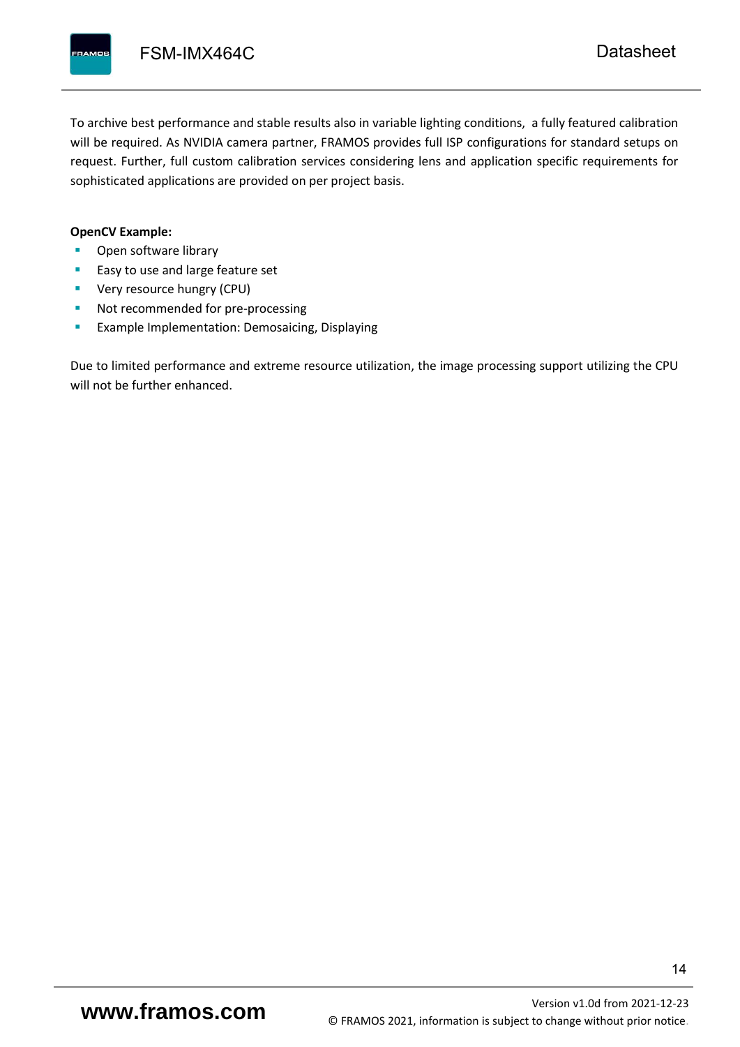To archive best performance and stable results also in variable lighting conditions, a fully featured calibration will be required. As NVIDIA camera partner, FRAMOS provides full ISP configurations for standard setups on request. Further, full custom calibration services considering lens and application specific requirements for sophisticated applications are provided on per project basis.

**OpenCV Example:**

- Open software library
- Easy to use and large feature set
- Very resource hungry (CPU)
- Not recommended for pre-processing
- Example Implementation: Demosaicing, Displaying

Due to limited performance and extreme resource utilization, the image processing support utilizing the CPU will not be further enhanced.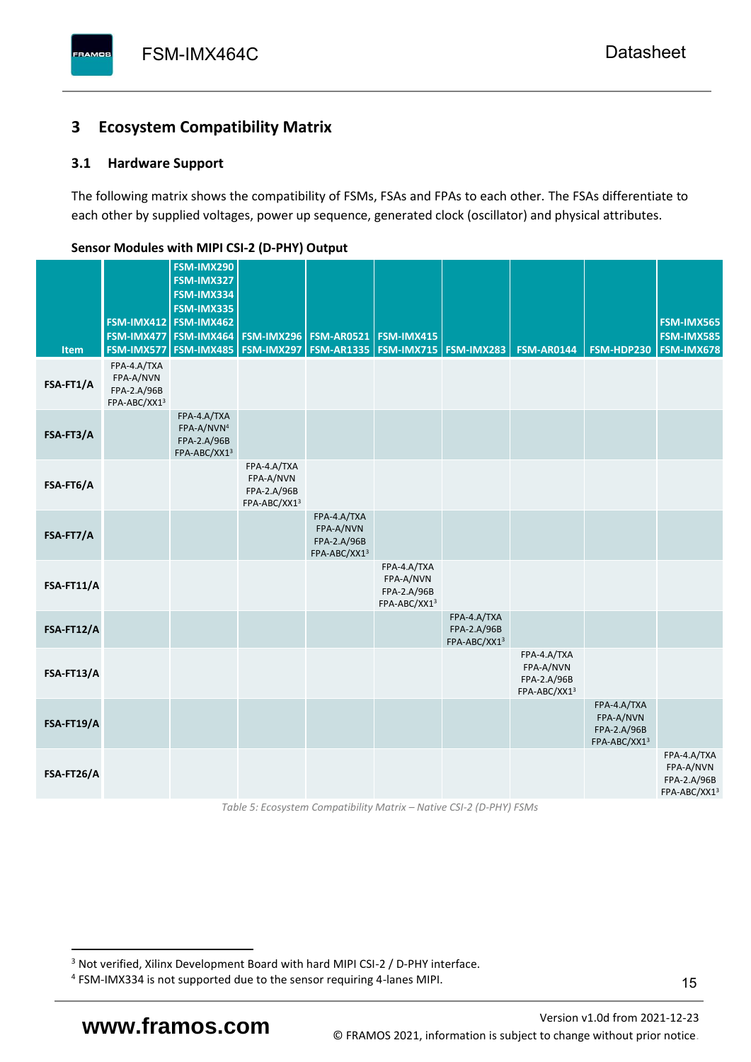# 3 Ecosystem Compatibility Matrix

## 3.1 Hardware Support

The following matrix shows the compatibility of FSMs, FSAs and FPAs to each other. The FSAs differentiate to each other by supplied voltages, power up sequence, generated clock (oscillator) and physical attributes.

**Sensor Modules with MIPI CSI-2 (D-PHY) Output**

| Item | FSM-IMX412 FSM-IMX477 FSM-IMX577 | FSM-IMX290 FSM-IMX327 FSM-IMX334 FSM-IMX335 FSM-IMX462 FSM-IMX464 FSM-IMX485 | FSM-IMX296 FSM-IMX297 | FSM-AR0521 FSM-AR1335 | FSM-IMX415 FSM-IMX715 | FSM-IMX283 | FSM-AR0144 | FSM-HDP230 | FSM-IMX565 FSM-IMX585 FSM-IMX678 |
|---|---|---|---|---|---|---|---|---|---|
| **FSA-FT1/A** | FPA-4.A/TXA FPA-A/NVN FPA-2.A/96B FPA-ABC/XX1[3] | | | | | | | | |
| **FSA-FT3/A** | | FPA-4.A/TXA FPA-A/NVN[4] FPA-2.A/96B FPA-ABC/XX1[3] | | | | | | | |
| **FSA-FT6/A** | | | FPA-4.A/TXA FPA-A/NVN FPA-2.A/96B FPA-ABC/XX1[3] | | | | | | |
| **FSA-FT7/A** | | | | FPA-4.A/TXA FPA-A/NVN FPA-2.A/96B FPA-ABC/XX1[3] | | | | | |
| **FSA-FT11/A** | | | | | FPA-4.A/TXA FPA-A/NVN FPA-2.A/96B FPA-ABC/XX1[3] | | | | |
| **FSA-FT12/A** | | | | | | FPA-4.A/TXA FPA-2.A/96B FPA-ABC/XX1[3] | | | |
| **FSA-FT13/A** | | | | | | | FPA-4.A/TXA FPA-A/NVN FPA-2.A/96B FPA-ABC/XX1[3] | | |
| **FSA-FT19/A** | | | | | | | | FPA-4.A/TXA FPA-A/NVN FPA-2.A/96B FPA-ABC/XX1[3] | |
| **FSA-FT26/A** | | | | | | | | | FPA-4.A/TXA FPA-A/NVN FPA-2.A/96B FPA-ABC/XX1[3] |

*Table 5: Ecosystem Compatibility Matrix – Native CSI-2 (D-PHY) FSMs*

[3] Not verified, Xilinx Development Board with hard MIPI CSI-2 / D-PHY interface.

[4] FSM-IMX334 is not supported due to the sensor requiring 4-lanes MIPI.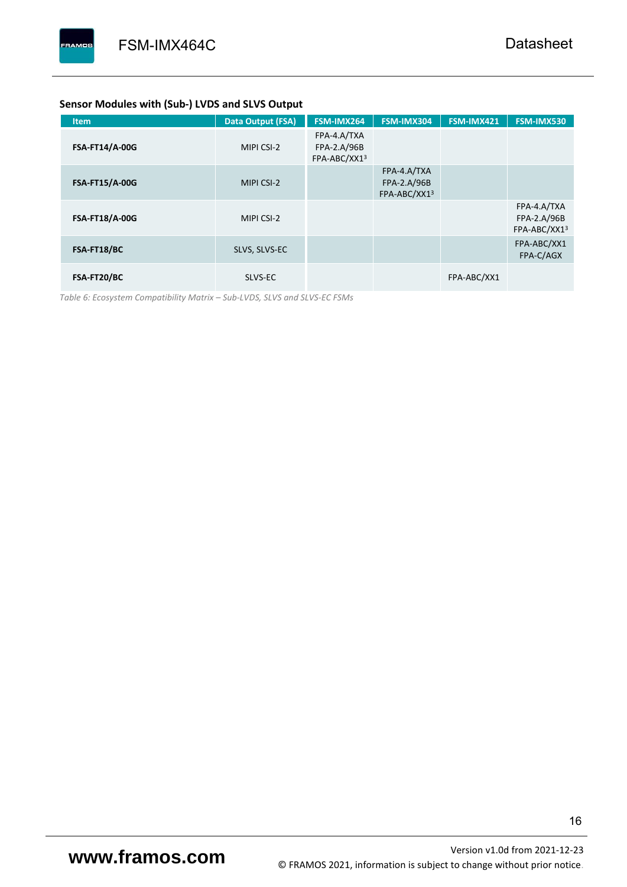### Sensor Modules with (Sub-) LVDS and SLVS Output

| Item | Data Output (FSA) | FSM-IMX264 | FSM-IMX304 | FSM-IMX421 | FSM-IMX530 |
|---|---|---|---|---|---|
| **FSA-FT14/A-00G** | MIPI CSI-2 | FPA-4.A/TXA<br>FPA-2.A/96B<br>FPA-ABC/XX1[3] | | | |
| **FSA-FT15/A-00G** | MIPI CSI-2 | | FPA-4.A/TXA<br>FPA-2.A/96B<br>FPA-ABC/XX1[3] | | |
| **FSA-FT18/A-00G** | MIPI CSI-2 | | | | FPA-4.A/TXA<br>FPA-2.A/96B<br>FPA-ABC/XX1[3] |
| **FSA-FT18/BC** | SLVS, SLVS-EC | | | | FPA-ABC/XX1<br>FPA-C/AGX |
| **FSA-FT20/BC** | SLVS-EC | | | FPA-ABC/XX1 | |

*Table 6: Ecosystem Compatibility Matrix – Sub-LVDS, SLVS and SLVS-EC FSMs*

**www.framos.com**

Version v1.0d from 2021-12-23

© FRAMOS 2021, information is subject to change without prior notice.